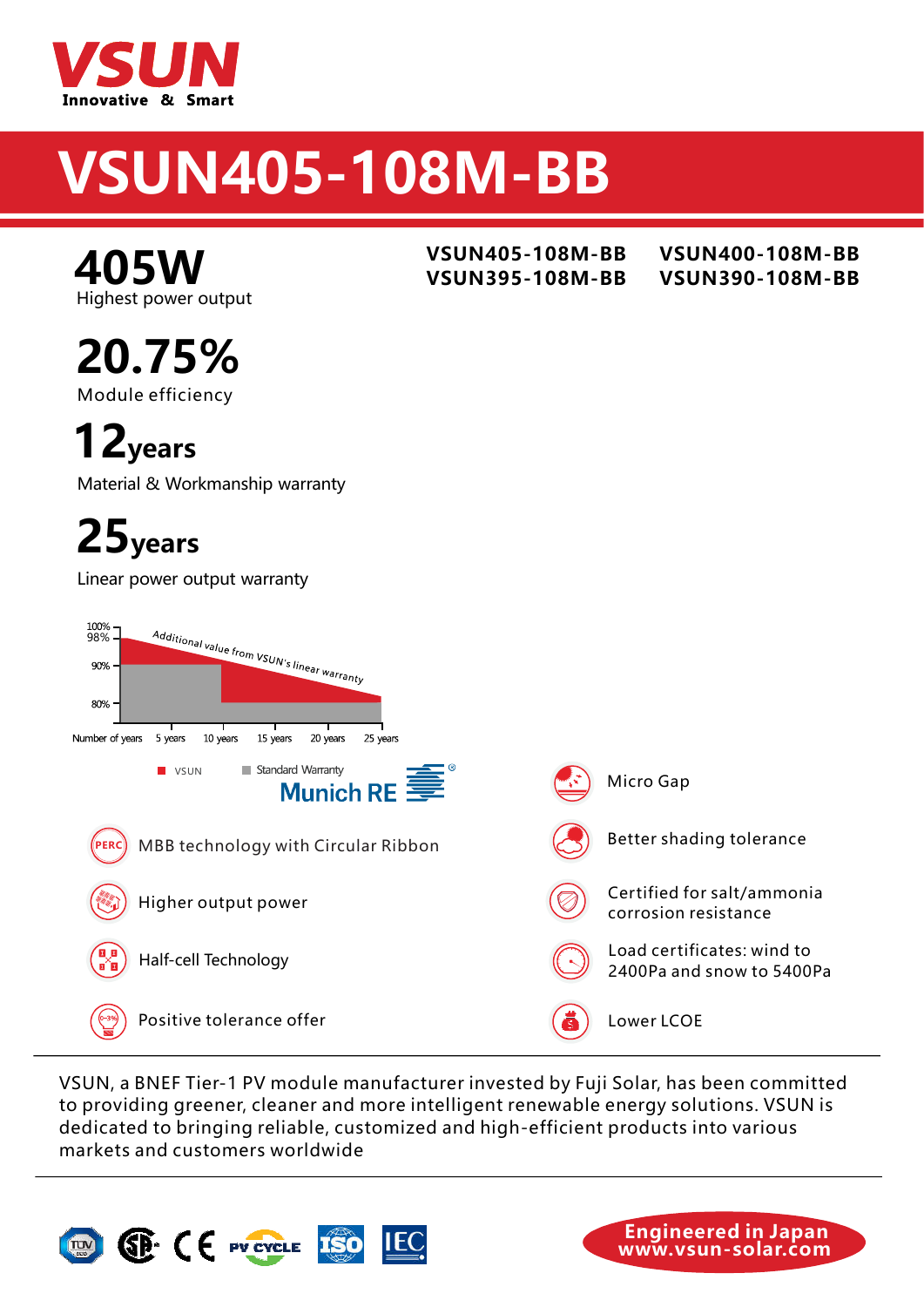VSUN
Innovative & Smart

# VSUN405-108M-BB

**VSUN405-108M-BB** **VSUN400-108M-BB**
**VSUN395-108M-BB** **VSUN390-108M-BB**

## 405W
Highest power output

## 20.75%
Module efficiency

## 12years
Material & Workmanship warranty

## 25years
Linear power output warranty

100%
98%
90%
80%

Additional value from VSUN's linear warranty

Number of years | 5 years | 10 years | 15 years | 20 years | 25 years

VSUN | Standard Warranty

Munich RE

- MBB technology with Circular Ribbon
- Higher output power
- Half-cell Technology
- Positive tolerance offer
- Micro Gap
- Better shading tolerance
- Certified for salt/ammonia corrosion resistance
- Load certificates: wind to 2400Pa and snow to 5400Pa
- Lower LCOE

VSUN, a BNEF Tier-1 PV module manufacturer invested by Fuji Solar, has been committed to providing greener, cleaner and more intelligent renewable energy solutions. VSUN is dedicated to bringing reliable, customized and high-efficient products into various markets and customers worldwide

Engineered in Japan
www.vsun-solar.com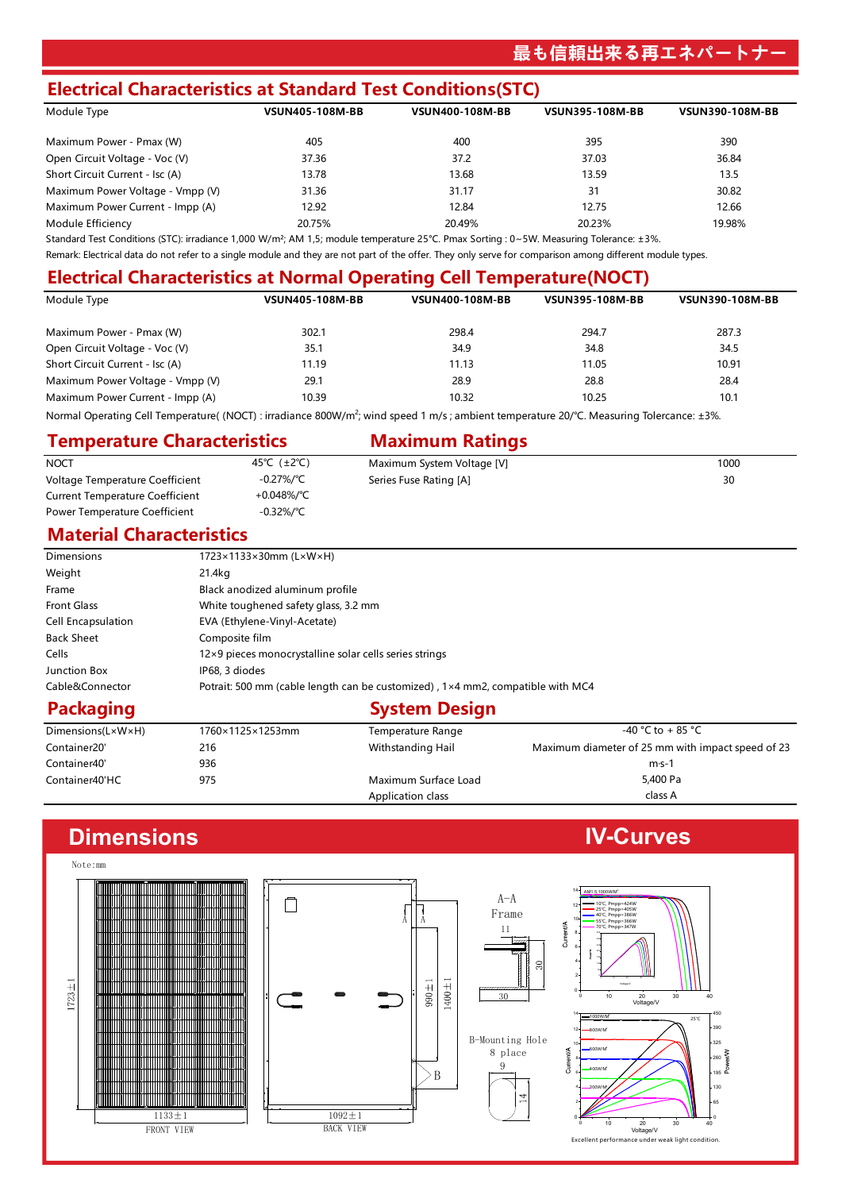最も信頼出来る再エネパートナー

## Electrical Characteristics at Standard Test Conditions(STC)

| Module Type | VSUN405-108M-BB | VSUN400-108M-BB | VSUN395-108M-BB | VSUN390-108M-BB |
|---|---|---|---|---|
| Maximum Power - Pmax (W) | 405 | 400 | 395 | 390 |
| Open Circuit Voltage - Voc (V) | 37.36 | 37.2 | 37.03 | 36.84 |
| Short Circuit Current - Isc (A) | 13.78 | 13.68 | 13.59 | 13.5 |
| Maximum Power Voltage - Vmpp (V) | 31.36 | 31.17 | 31 | 30.82 |
| Maximum Power Current - Impp (A) | 12.92 | 12.84 | 12.75 | 12.66 |
| Module Efficiency | 20.75% | 20.49% | 20.23% | 19.98% |

Standard Test Conditions (STC): irradiance 1,000 W/m²; AM 1,5; module temperature 25°C. Pmax Sorting : 0~5W. Measuring Tolerance: ±3%.

Remark: Electrical data do not refer to a single module and they are not part of the offer. They only serve for comparison among different module types.

## Electrical Characteristics at Normal Operating Cell Temperature(NOCT)

| Module Type | VSUN405-108M-BB | VSUN400-108M-BB | VSUN395-108M-BB | VSUN390-108M-BB |
|---|---|---|---|---|
| Maximum Power - Pmax (W) | 302.1 | 298.4 | 294.7 | 287.3 |
| Open Circuit Voltage - Voc (V) | 35.1 | 34.9 | 34.8 | 34.5 |
| Short Circuit Current - Isc (A) | 11.19 | 11.13 | 11.05 | 10.91 |
| Maximum Power Voltage - Vmpp (V) | 29.1 | 28.9 | 28.8 | 28.4 |
| Maximum Power Current - Impp (A) | 10.39 | 10.32 | 10.25 | 10.1 |

Normal Operating Cell Temperature( (NOCT) : irradiance 800W/m$^2$; wind speed 1 m/s ; ambient temperature 20/°C. Measuring Tolercance: ±3%.

## Temperature Characteristics

| | |
|---|---|
| NOCT | 45℃ (±2℃) |
| Voltage Temperature Coefficient | -0.27%/℃ |
| Current Temperature Coefficient | +0.048%/℃ |
| Power Temperature Coefficient | -0.32%/℃ |

## Maximum Ratings

| | |
|---|---|
| Maximum System Voltage [V] | 1000 |
| Series Fuse Rating [A] | 30 |

## Material Characteristics

| | |
|---|---|
| Dimensions | 1723×1133×30mm (L×W×H) |
| Weight | 21.4kg |
| Frame | Black anodized aluminum profile |
| Front Glass | White toughened safety glass, 3.2 mm |
| Cell Encapsulation | EVA (Ethylene-Vinyl-Acetate) |
| Back Sheet | Composite film |
| Cells | 12×9 pieces monocrystalline solar cells series strings |
| Junction Box | IP68, 3 diodes |
| Cable&Connector | Potrait: 500 mm (cable length can be customized) , 1×4 mm2, compatible with MC4 |

## Packaging

| | |
|---|---|
| Dimensions(L×W×H) | 1760×1125×1253mm |
| Container20' | 216 |
| Container40' | 936 |
| Container40'HC | 975 |

## System Design

| | |
|---|---|
| Temperature Range | -40 °C to + 85 °C |
| Withstanding Hail | Maximum diameter of 25 mm with impact speed of 23 m·s-1 |
| Maximum Surface Load | 5,400 Pa |
| Application class | class A |

## Dimensions

Note:mm

1723±1
1133±1
FRONT VIEW

990±1
1400±1
1092±1
BACK VIEW

A-A
Frame
11
30
30

B-Mounting Hole
8 place
9
14

## IV-Curves

AM 1.5,1000W/m²
10℃, Pmpp=424W
25℃, Pmpp=405W
40℃, Pmpp=386W
55℃, Pmpp=366W
70℃, Pmpp=347W
Current/A
Voltage/V

1000W/m²
800W/m²
600W/m²
400W/m²
200W/m²
25℃
Current/A
Power/W
Voltage/V

Excellent performance under weak light condition.